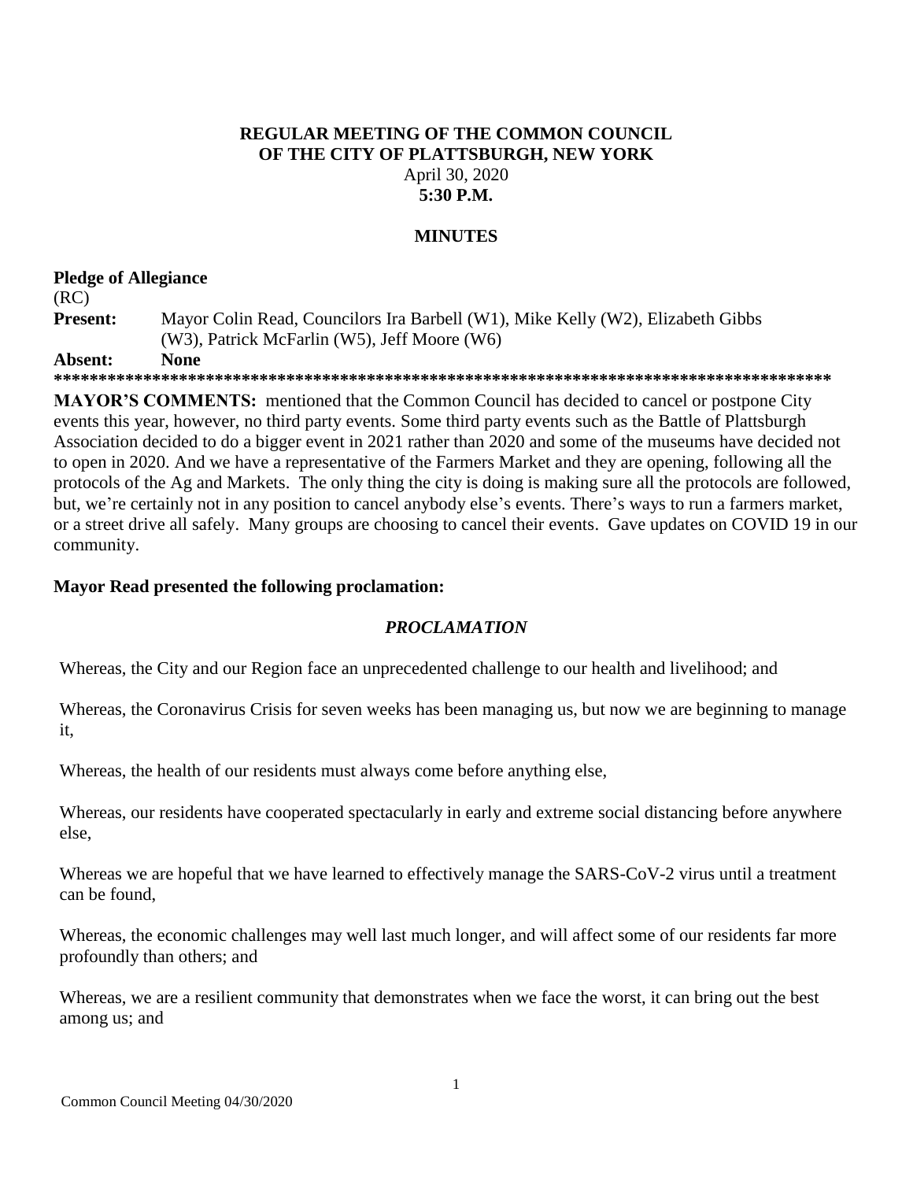# REGULAR MEETING OF THE COMMON COUNCIL OF THE CITY OF PLATTSBURGH, NEW YORK

April 30, 2020
**5:30 P.M.**

## MINUTES

**Pledge of Allegiance**

(RC)

**Present:** Mayor Colin Read, Councilors Ira Barbell (W1), Mike Kelly (W2), Elizabeth Gibbs (W3), Patrick McFarlin (W5), Jeff Moore (W6)

**Absent:** **None**

**************************************************************************************

**MAYOR'S COMMENTS:** mentioned that the Common Council has decided to cancel or postpone City events this year, however, no third party events. Some third party events such as the Battle of Plattsburgh Association decided to do a bigger event in 2021 rather than 2020 and some of the museums have decided not to open in 2020. And we have a representative of the Farmers Market and they are opening, following all the protocols of the Ag and Markets. The only thing the city is doing is making sure all the protocols are followed, but, we're certainly not in any position to cancel anybody else's events. There's ways to run a farmers market, or a street drive all safely. Many groups are choosing to cancel their events. Gave updates on COVID 19 in our community.

**Mayor Read presented the following proclamation:**

### *PROCLAMATION*

Whereas, the City and our Region face an unprecedented challenge to our health and livelihood; and

Whereas, the Coronavirus Crisis for seven weeks has been managing us, but now we are beginning to manage it,

Whereas, the health of our residents must always come before anything else,

Whereas, our residents have cooperated spectacularly in early and extreme social distancing before anywhere else,

Whereas we are hopeful that we have learned to effectively manage the SARS-CoV-2 virus until a treatment can be found,

Whereas, the economic challenges may well last much longer, and will affect some of our residents far more profoundly than others; and

Whereas, we are a resilient community that demonstrates when we face the worst, it can bring out the best among us; and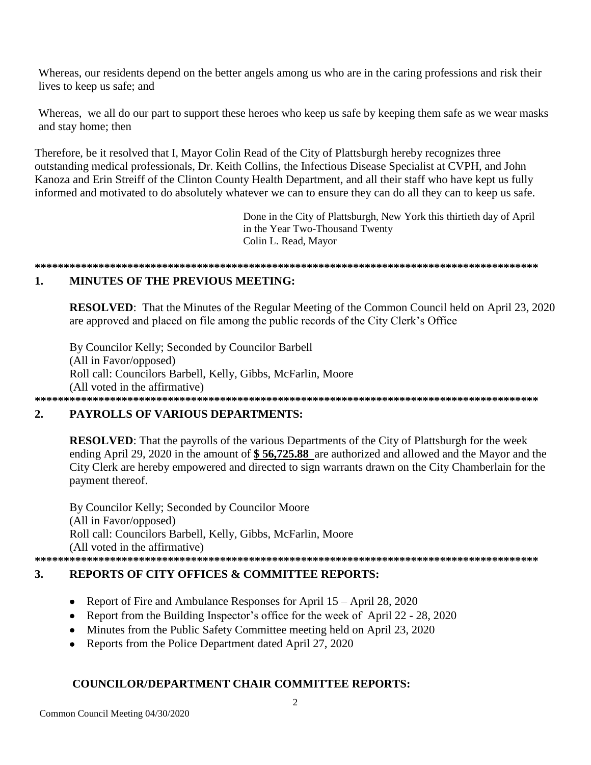Whereas, our residents depend on the better angels among us who are in the caring professions and risk their lives to keep us safe; and

Whereas, we all do our part to support these heroes who keep us safe by keeping them safe as we wear masks and stay home; then

Therefore, be it resolved that I, Mayor Colin Read of the City of Plattsburgh hereby recognizes three outstanding medical professionals, Dr. Keith Collins, the Infectious Disease Specialist at CVPH, and John Kanoza and Erin Streiff of the Clinton County Health Department, and all their staff who have kept us fully informed and motivated to do absolutely whatever we can to ensure they can do all they can to keep us safe.

Done in the City of Plattsburgh, New York this thirtieth day of April
in the Year Two-Thousand Twenty
Colin L. Read, Mayor

**\*\*\*\*\*\*\*\*\*\*\*\*\*\*\*\*\*\*\*\*\*\*\*\*\*\*\*\*\*\*\*\*\*\*\*\*\*\*\*\*\*\*\*\*\*\*\*\*\*\*\*\*\*\*\*\*\*\*\*\*\*\*\*\*\*\*\*\*\*\*\*\*\*\*\*\*\*\*\*\*\*\*\*\*\*\*\*\*\***

## 1. MINUTES OF THE PREVIOUS MEETING:

**RESOLVED**: That the Minutes of the Regular Meeting of the Common Council held on April 23, 2020 are approved and placed on file among the public records of the City Clerk's Office

By Councilor Kelly; Seconded by Councilor Barbell
(All in Favor/opposed)
Roll call: Councilors Barbell, Kelly, Gibbs, McFarlin, Moore
(All voted in the affirmative)

**\*\*\*\*\*\*\*\*\*\*\*\*\*\*\*\*\*\*\*\*\*\*\*\*\*\*\*\*\*\*\*\*\*\*\*\*\*\*\*\*\*\*\*\*\*\*\*\*\*\*\*\*\*\*\*\*\*\*\*\*\*\*\*\*\*\*\*\*\*\*\*\*\*\*\*\*\*\*\*\*\*\*\*\*\*\*\*\*\***

## 2. PAYROLLS OF VARIOUS DEPARTMENTS:

**RESOLVED**: That the payrolls of the various Departments of the City of Plattsburgh for the week ending April 29, 2020 in the amount of **$ 56,725.88** are authorized and allowed and the Mayor and the City Clerk are hereby empowered and directed to sign warrants drawn on the City Chamberlain for the payment thereof.

By Councilor Kelly; Seconded by Councilor Moore
(All in Favor/opposed)
Roll call: Councilors Barbell, Kelly, Gibbs, McFarlin, Moore
(All voted in the affirmative)

**\*\*\*\*\*\*\*\*\*\*\*\*\*\*\*\*\*\*\*\*\*\*\*\*\*\*\*\*\*\*\*\*\*\*\*\*\*\*\*\*\*\*\*\*\*\*\*\*\*\*\*\*\*\*\*\*\*\*\*\*\*\*\*\*\*\*\*\*\*\*\*\*\*\*\*\*\*\*\*\*\*\*\*\*\*\*\*\*\***

## 3. REPORTS OF CITY OFFICES & COMMITTEE REPORTS:

- Report of Fire and Ambulance Responses for April 15 – April 28, 2020
- Report from the Building Inspector's office for the week of April 22 - 28, 2020
- Minutes from the Public Safety Committee meeting held on April 23, 2020
- Reports from the Police Department dated April 27, 2020

### COUNCILOR/DEPARTMENT CHAIR COMMITTEE REPORTS: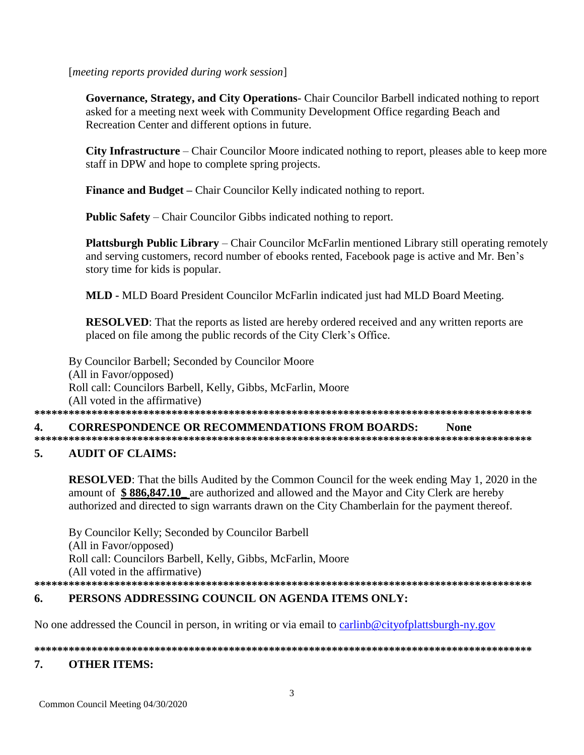[*meeting reports provided during work session*]

**Governance, Strategy, and City Operations**- Chair Councilor Barbell indicated nothing to report asked for a meeting next week with Community Development Office regarding Beach and Recreation Center and different options in future.

**City Infrastructure** – Chair Councilor Moore indicated nothing to report, pleases able to keep more staff in DPW and hope to complete spring projects.

**Finance and Budget –** Chair Councilor Kelly indicated nothing to report.

**Public Safety** – Chair Councilor Gibbs indicated nothing to report.

**Plattsburgh Public Library** – Chair Councilor McFarlin mentioned Library still operating remotely and serving customers, record number of ebooks rented, Facebook page is active and Mr. Ben's story time for kids is popular.

**MLD -** MLD Board President Councilor McFarlin indicated just had MLD Board Meeting.

**RESOLVED**: That the reports as listed are hereby ordered received and any written reports are placed on file among the public records of the City Clerk's Office.

By Councilor Barbell; Seconded by Councilor Moore
(All in Favor/opposed)
Roll call: Councilors Barbell, Kelly, Gibbs, McFarlin, Moore
(All voted in the affirmative)

******************************************************************************************

## 4. CORRESPONDENCE OR RECOMMENDATIONS FROM BOARDS: None

******************************************************************************************

## 5. AUDIT OF CLAIMS:

**RESOLVED**: That the bills Audited by the Common Council for the week ending May 1, 2020 in the amount of **$ 886,847.10** are authorized and allowed and the Mayor and City Clerk are hereby authorized and directed to sign warrants drawn on the City Chamberlain for the payment thereof.

By Councilor Kelly; Seconded by Councilor Barbell
(All in Favor/opposed)
Roll call: Councilors Barbell, Kelly, Gibbs, McFarlin, Moore
(All voted in the affirmative)

******************************************************************************************

## 6. PERSONS ADDRESSING COUNCIL ON AGENDA ITEMS ONLY:

No one addressed the Council in person, in writing or via email to carlinb@cityofplattsburgh-ny.gov

******************************************************************************************

## 7. OTHER ITEMS: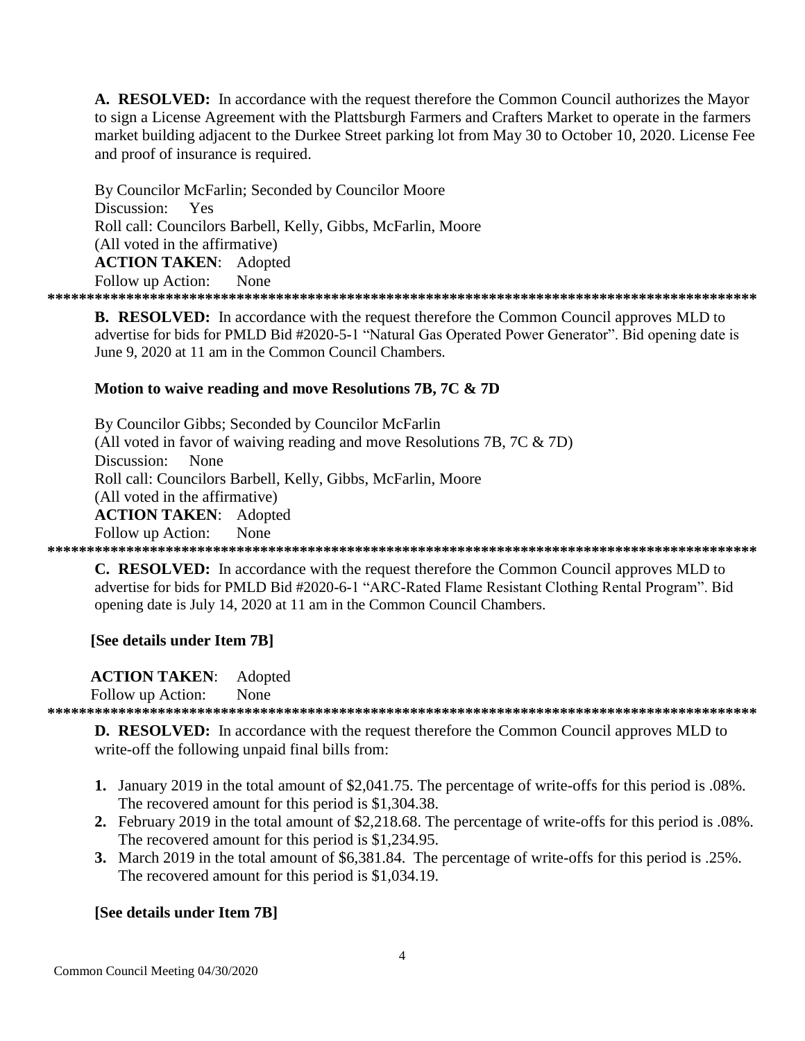**A. RESOLVED:** In accordance with the request therefore the Common Council authorizes the Mayor to sign a License Agreement with the Plattsburgh Farmers and Crafters Market to operate in the farmers market building adjacent to the Durkee Street parking lot from May 30 to October 10, 2020. License Fee and proof of insurance is required.

By Councilor McFarlin; Seconded by Councilor Moore
Discussion: Yes
Roll call: Councilors Barbell, Kelly, Gibbs, McFarlin, Moore
(All voted in the affirmative)
**ACTION TAKEN**: Adopted
Follow up Action: None

*******************************************************************************************

**B. RESOLVED:** In accordance with the request therefore the Common Council approves MLD to advertise for bids for PMLD Bid #2020-5-1 "Natural Gas Operated Power Generator". Bid opening date is June 9, 2020 at 11 am in the Common Council Chambers.

**Motion to waive reading and move Resolutions 7B, 7C & 7D**

By Councilor Gibbs; Seconded by Councilor McFarlin
(All voted in favor of waiving reading and move Resolutions 7B, 7C & 7D)
Discussion: None
Roll call: Councilors Barbell, Kelly, Gibbs, McFarlin, Moore
(All voted in the affirmative)
**ACTION TAKEN**: Adopted
Follow up Action: None

*******************************************************************************************

**C. RESOLVED:** In accordance with the request therefore the Common Council approves MLD to advertise for bids for PMLD Bid #2020-6-1 "ARC-Rated Flame Resistant Clothing Rental Program". Bid opening date is July 14, 2020 at 11 am in the Common Council Chambers.

**[See details under Item 7B]**

**ACTION TAKEN**: Adopted
Follow up Action: None

*******************************************************************************************

**D. RESOLVED:** In accordance with the request therefore the Common Council approves MLD to write-off the following unpaid final bills from:

1. January 2019 in the total amount of $2,041.75. The percentage of write-offs for this period is .08%. The recovered amount for this period is $1,304.38.
2. February 2019 in the total amount of $2,218.68. The percentage of write-offs for this period is .08%. The recovered amount for this period is $1,234.95.
3. March 2019 in the total amount of $6,381.84. The percentage of write-offs for this period is .25%. The recovered amount for this period is $1,034.19.

**[See details under Item 7B]**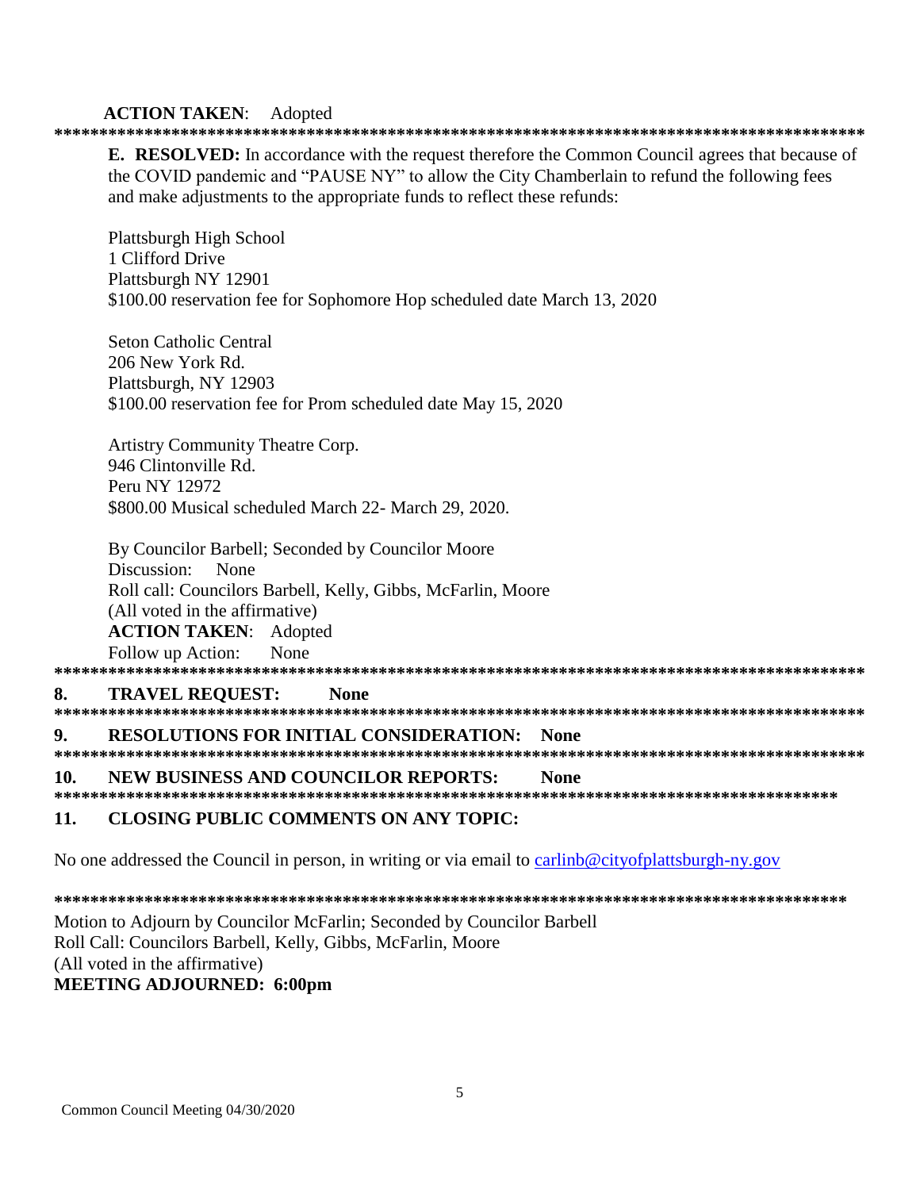**ACTION TAKEN**: Adopted

*******************************************************************************************

**E. RESOLVED:** In accordance with the request therefore the Common Council agrees that because of the COVID pandemic and "PAUSE NY" to allow the City Chamberlain to refund the following fees and make adjustments to the appropriate funds to reflect these refunds:

Plattsburgh High School
1 Clifford Drive
Plattsburgh NY 12901
$100.00 reservation fee for Sophomore Hop scheduled date March 13, 2020

Seton Catholic Central
206 New York Rd.
Plattsburgh, NY 12903
$100.00 reservation fee for Prom scheduled date May 15, 2020

Artistry Community Theatre Corp.
946 Clintonville Rd.
Peru NY 12972
$800.00 Musical scheduled March 22- March 29, 2020.

By Councilor Barbell; Seconded by Councilor Moore
Discussion: None
Roll call: Councilors Barbell, Kelly, Gibbs, McFarlin, Moore
(All voted in the affirmative)
**ACTION TAKEN**: Adopted
Follow up Action: None

*******************************************************************************************

**8. TRAVEL REQUEST: None**

*******************************************************************************************

**9. RESOLUTIONS FOR INITIAL CONSIDERATION: None**

*******************************************************************************************

**10. NEW BUSINESS AND COUNCILOR REPORTS: None**

*******************************************************************************************

**11. CLOSING PUBLIC COMMENTS ON ANY TOPIC:**

No one addressed the Council in person, in writing or via email to carlinb@cityofplattsburgh-ny.gov

*******************************************************************************************

Motion to Adjourn by Councilor McFarlin; Seconded by Councilor Barbell
Roll Call: Councilors Barbell, Kelly, Gibbs, McFarlin, Moore
(All voted in the affirmative)
**MEETING ADJOURNED: 6:00pm**

Common Council Meeting 04/30/2020